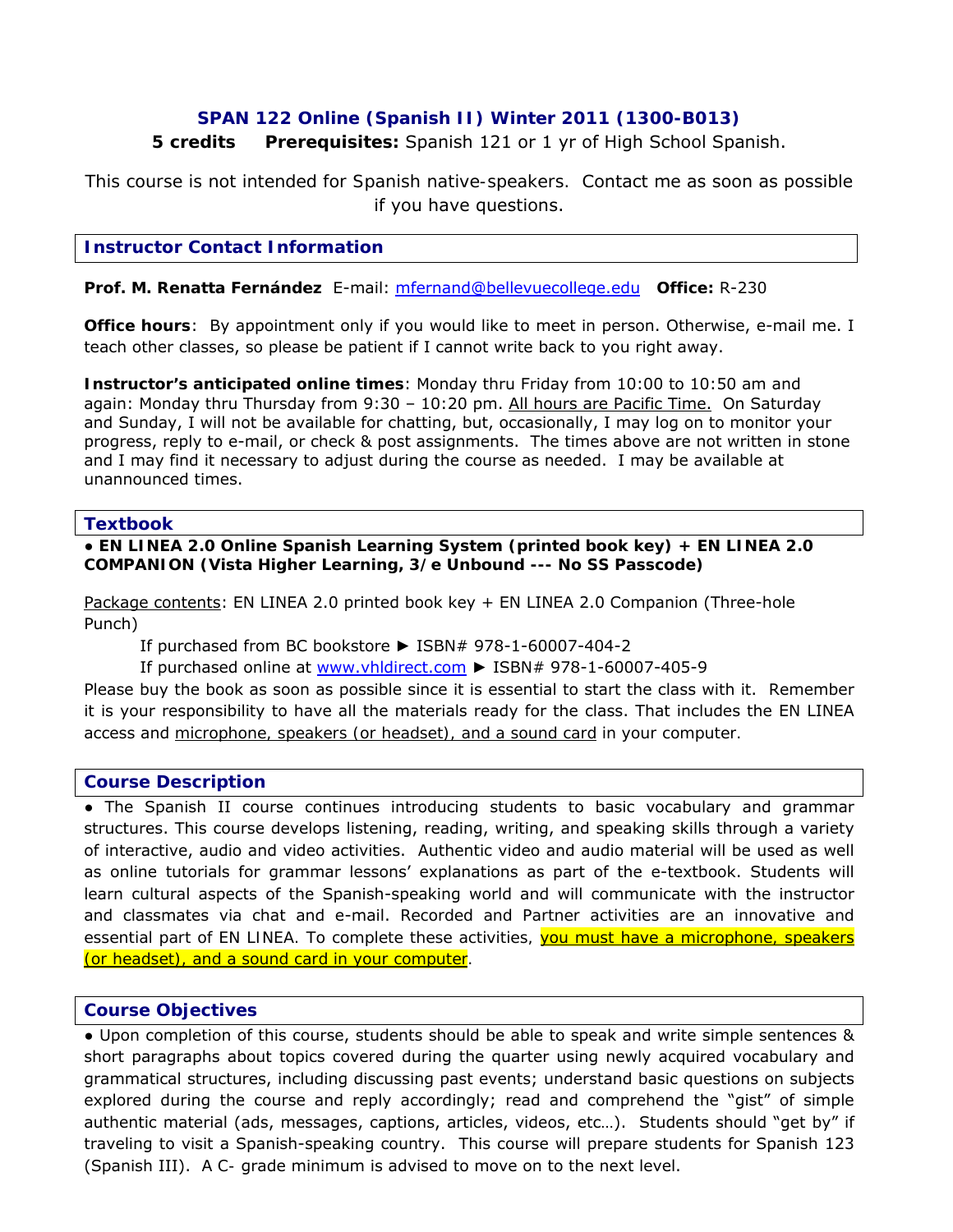# SPAN 122 Online (Spanish II) Winter 2011 (1300-B013)

**5 credits** **Prerequisites:** Spanish 121 or 1 yr of High School Spanish.

This course is not intended for Spanish native-speakers. Contact me as soon as possible if you have questions.

## Instructor Contact Information

**Prof. M. Renatta Fernández** E-mail: mfernand@bellevuecollege.edu **Office:** R-230

**Office hours**: By appointment only if you would like to meet in person. Otherwise, e-mail me. I teach other classes, so please be patient if I cannot write back to you right away.

**Instructor's anticipated online times**: Monday thru Friday from 10:00 to 10:50 am and again: Monday thru Thursday from 9:30 – 10:20 pm. All hours are Pacific Time. On Saturday and Sunday, I will not be available for chatting, but, occasionally, I may log on to monitor your progress, reply to e-mail, or check & post assignments. The times above are not written in stone and I may find it necessary to adjust during the course as needed. I may be available at unannounced times.

## Textbook

● **EN LINEA 2.0 Online Spanish Learning System (printed book key) + EN LINEA 2.0 COMPANION (Vista Higher Learning, 3/e Unbound --- No SS Passcode)**

Package contents: EN LINEA 2.0 printed book key + EN LINEA 2.0 Companion (Three-hole Punch)

If purchased from BC bookstore ► ISBN# 978-1-60007-404-2

If purchased online at www.vhldirect.com ► ISBN# 978-1-60007-405-9

Please buy the book as soon as possible since it is essential to start the class with it. Remember it is your responsibility to have all the materials ready for the class. That includes the EN LINEA access and microphone, speakers (or headset), and a sound card in your computer.

## Course Description

● The Spanish II course continues introducing students to basic vocabulary and grammar structures. This course develops listening, reading, writing, and speaking skills through a variety of interactive, audio and video activities. Authentic video and audio material will be used as well as online tutorials for grammar lessons' explanations as part of the e-textbook. Students will learn cultural aspects of the Spanish-speaking world and will communicate with the instructor and classmates via chat and e-mail. Recorded and Partner activities are an innovative and essential part of EN LINEA. To complete these activities, you must have a microphone, speakers (or headset), and a sound card in your computer.

## Course Objectives

● Upon completion of this course, students should be able to speak and write simple sentences & short paragraphs about topics covered during the quarter using newly acquired vocabulary and grammatical structures, including discussing past events; understand basic questions on subjects explored during the course and reply accordingly; read and comprehend the "gist" of simple authentic material (ads, messages, captions, articles, videos, etc…). Students should "get by" if traveling to visit a Spanish-speaking country. This course will prepare students for Spanish 123 (Spanish III). A C- grade minimum is advised to move on to the next level.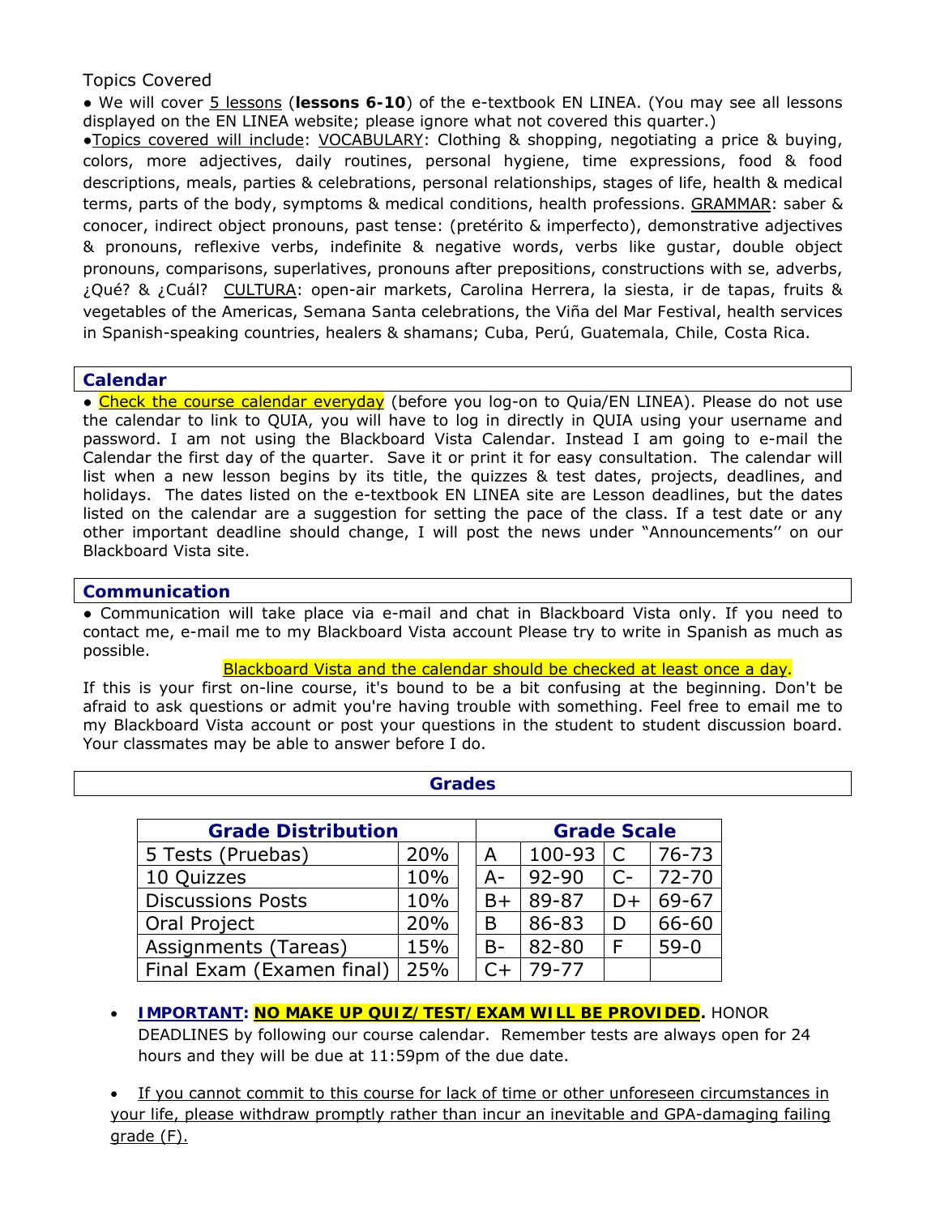Topics Covered

● We will cover 5 lessons (**lessons 6-10**) of the e-textbook EN LINEA. (You may see all lessons displayed on the EN LINEA website; please ignore what not covered this quarter.)

●Topics covered will include: VOCABULARY: Clothing & shopping, negotiating a price & buying, colors, more adjectives, daily routines, personal hygiene, time expressions, food & food descriptions, meals, parties & celebrations, personal relationships, stages of life, health & medical terms, parts of the body, symptoms & medical conditions, health professions. GRAMMAR: saber & conocer, indirect object pronouns, past tense: (pretérito & imperfecto), demonstrative adjectives & pronouns, reflexive verbs, indefinite & negative words, verbs like gustar, double object pronouns, comparisons, superlatives, pronouns after prepositions, constructions with se, adverbs, ¿Qué? & ¿Cuál? CULTURA: open-air markets, Carolina Herrera, la siesta, ir de tapas, fruits & vegetables of the Americas, Semana Santa celebrations, the Viña del Mar Festival, health services in Spanish-speaking countries, healers & shamans; Cuba, Perú, Guatemala, Chile, Costa Rica.

## Calendar

● Check the course calendar everyday (before you log-on to Quia/EN LINEA). Please do not use the calendar to link to QUIA, you will have to log in directly in QUIA using your username and password. I am not using the Blackboard Vista Calendar. Instead I am going to e-mail the Calendar the first day of the quarter. Save it or print it for easy consultation. The calendar will list when a new lesson begins by its title, the quizzes & test dates, projects, deadlines, and holidays. The dates listed on the e-textbook EN LINEA site are Lesson deadlines, but the dates listed on the calendar are a suggestion for setting the pace of the class. If a test date or any other important deadline should change, I will post the news under "Announcements" on our Blackboard Vista site.

## Communication

● Communication will take place via e-mail and chat in Blackboard Vista only. If you need to contact me, e-mail me to my Blackboard Vista account Please try to write in Spanish as much as possible.

Blackboard Vista and the calendar should be checked at least once a day.

If this is your first on-line course, it's bound to be a bit confusing at the beginning. Don't be afraid to ask questions or admit you're having trouble with something. Feel free to email me to my Blackboard Vista account or post your questions in the student to student discussion board. Your classmates may be able to answer before I do.

## Grades

| Grade Distribution | |
|---|---|
| 5 Tests (Pruebas) | 20% |
| 10 Quizzes | 10% |
| Discussions Posts | 10% |
| Oral Project | 20% |
| Assignments (Tareas) | 15% |
| Final Exam (Examen final) | 25% |

| Grade Scale | | | |
|---|---|---|---|
| A | 100-93 | C | 76-73 |
| A- | 92-90 | C- | 72-70 |
| B+ | 89-87 | D+ | 69-67 |
| B | 86-83 | D | 66-60 |
| B- | 82-80 | F | 59-0 |
| C+ | 79-77 | | |

- **IMPORTANT: NO MAKE UP QUIZ/TEST/EXAM WILL BE PROVIDED.** HONOR DEADLINES by following our course calendar. Remember tests are always open for 24 hours and they will be due at 11:59pm of the due date.

- If you cannot commit to this course for lack of time or other unforeseen circumstances in your life, please withdraw promptly rather than incur an inevitable and GPA-damaging failing grade (F).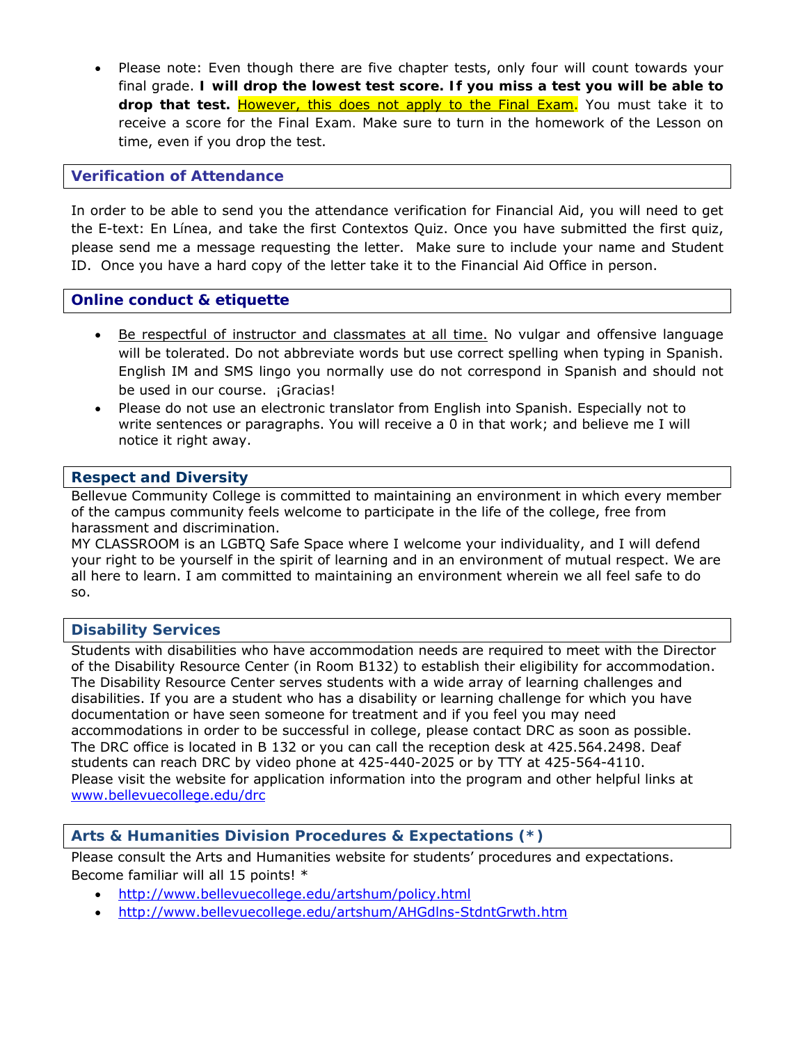- Please note: Even though there are five chapter tests, only four will count towards your final grade. **I will drop the lowest test score. If you miss a test you will be able to drop that test.** However, this does not apply to the Final Exam. You must take it to receive a score for the Final Exam. Make sure to turn in the homework of the Lesson on time, even if you drop the test.

## Verification of Attendance

In order to be able to send you the attendance verification for Financial Aid, you will need to get the E-text: En Línea, and take the first Contextos Quiz. Once you have submitted the first quiz, please send me a message requesting the letter. Make sure to include your name and Student ID. Once you have a hard copy of the letter take it to the Financial Aid Office in person.

## Online conduct & etiquette

- Be respectful of instructor and classmates at all time. No vulgar and offensive language will be tolerated. Do not abbreviate words but use correct spelling when typing in Spanish. English IM and SMS lingo you normally use do not correspond in Spanish and should not be used in our course. ¡Gracias!
- Please do not use an electronic translator from English into Spanish. Especially not to write sentences or paragraphs. You will receive a 0 in that work; and believe me I will notice it right away.

## Respect and Diversity

Bellevue Community College is committed to maintaining an environment in which every member of the campus community feels welcome to participate in the life of the college, free from harassment and discrimination.
MY CLASSROOM is an LGBTQ Safe Space where I welcome your individuality, and I will defend your right to be yourself in the spirit of learning and in an environment of mutual respect. We are all here to learn. I am committed to maintaining an environment wherein we all feel safe to do so.

## Disability Services

Students with disabilities who have accommodation needs are required to meet with the Director of the Disability Resource Center (in Room B132) to establish their eligibility for accommodation. The Disability Resource Center serves students with a wide array of learning challenges and disabilities. If you are a student who has a disability or learning challenge for which you have documentation or have seen someone for treatment and if you feel you may need accommodations in order to be successful in college, please contact DRC as soon as possible. The DRC office is located in B 132 or you can call the reception desk at 425.564.2498. Deaf students can reach DRC by video phone at 425-440-2025 or by TTY at 425-564-4110.
Please visit the website for application information into the program and other helpful links at www.bellevuecollege.edu/drc

## Arts & Humanities Division Procedures & Expectations (*)

Please consult the Arts and Humanities website for students' procedures and expectations. Become familiar will all 15 points! *

- http://www.bellevuecollege.edu/artshum/policy.html
- http://www.bellevuecollege.edu/artshum/AHGdlns-StdntGrwth.htm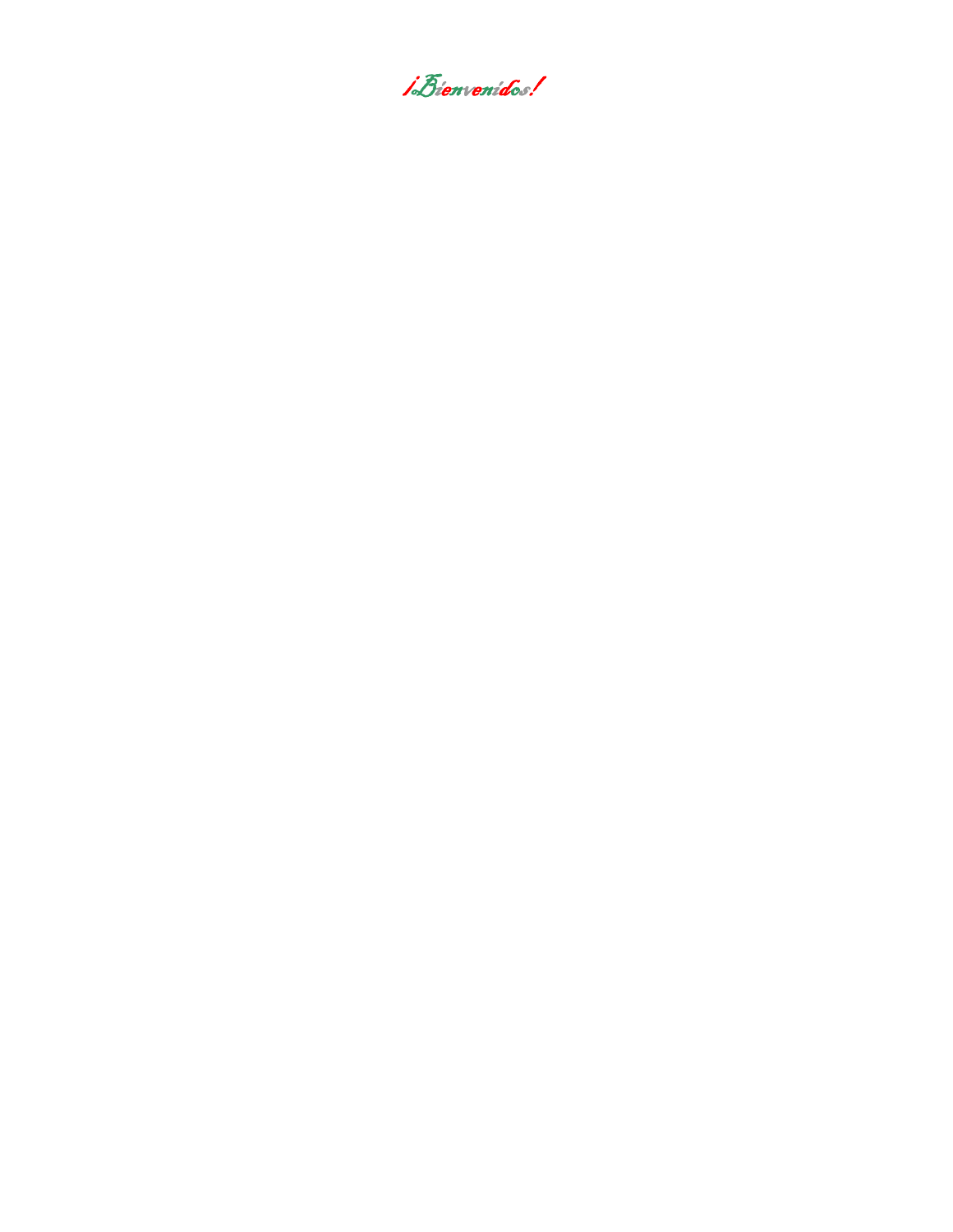¡Bienvenidos!